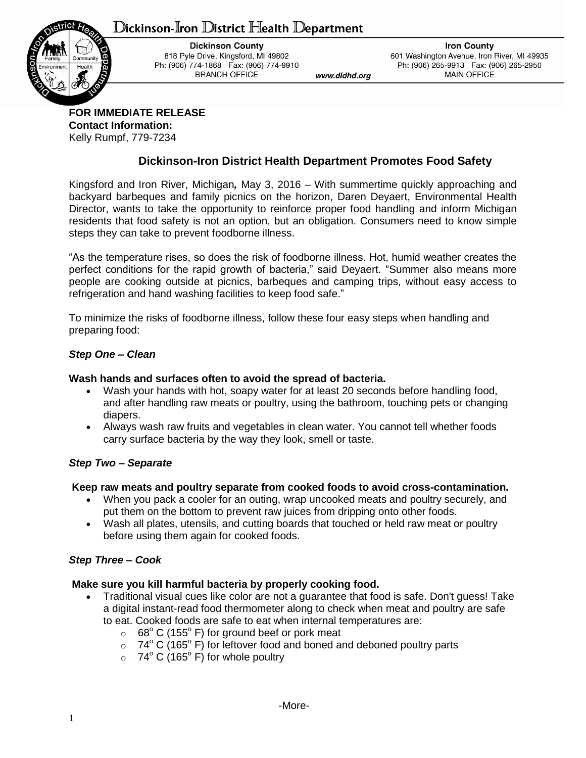# Dickinson-Iron District Health Department

**Dickinson County**
818 Pyle Drive, Kingsford, MI 49802
Ph: (906) 774-1868 Fax: (906) 774-9910
BRANCH OFFICE

www.didhd.org

**Iron County**
601 Washington Avenue, Iron River, MI 49935
Ph: (906) 265-9913 Fax: (906) 265-2950
MAIN OFFICE

**FOR IMMEDIATE RELEASE**
**Contact Information:**
Kelly Rumpf, 779-7234

## Dickinson-Iron District Health Department Promotes Food Safety

Kingsford and Iron River, Michigan***,*** May 3, 2016 – With summertime quickly approaching and backyard barbeques and family picnics on the horizon, Daren Deyaert, Environmental Health Director, wants to take the opportunity to reinforce proper food handling and inform Michigan residents that food safety is not an option, but an obligation. Consumers need to know simple steps they can take to prevent foodborne illness.

"As the temperature rises, so does the risk of foodborne illness. Hot, humid weather creates the perfect conditions for the rapid growth of bacteria," said Deyaert. "Summer also means more people are cooking outside at picnics, barbeques and camping trips, without easy access to refrigeration and hand washing facilities to keep food safe."

To minimize the risks of foodborne illness, follow these four easy steps when handling and preparing food:

***Step One – Clean***

**Wash hands and surfaces often to avoid the spread of bacteria.**

- Wash your hands with hot, soapy water for at least 20 seconds before handling food, and after handling raw meats or poultry, using the bathroom, touching pets or changing diapers.
- Always wash raw fruits and vegetables in clean water. You cannot tell whether foods carry surface bacteria by the way they look, smell or taste.

***Step Two – Separate***

**Keep raw meats and poultry separate from cooked foods to avoid cross-contamination.**

- When you pack a cooler for an outing, wrap uncooked meats and poultry securely, and put them on the bottom to prevent raw juices from dripping onto other foods.
- Wash all plates, utensils, and cutting boards that touched or held raw meat or poultry before using them again for cooked foods.

***Step Three – Cook***

**Make sure you kill harmful bacteria by properly cooking food.**

- Traditional visual cues like color are not a guarantee that food is safe. Don't guess! Take a digital instant-read food thermometer along to check when meat and poultry are safe to eat. Cooked foods are safe to eat when internal temperatures are:
  - 68° C (155° F) for ground beef or pork meat
  - 74° C (165° F) for leftover food and boned and deboned poultry parts
  - 74° C (165° F) for whole poultry

-More-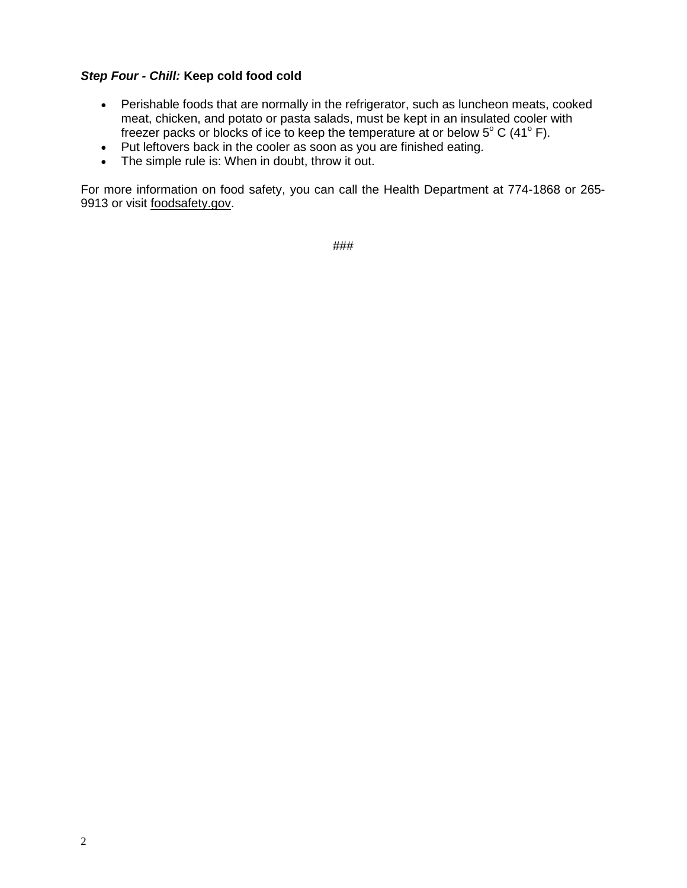***Step Four - Chill:*** **Keep cold food cold**

- Perishable foods that are normally in the refrigerator, such as luncheon meats, cooked meat, chicken, and potato or pasta salads, must be kept in an insulated cooler with freezer packs or blocks of ice to keep the temperature at or below 5$^{o}$ C (41$^{o}$ F).
- Put leftovers back in the cooler as soon as you are finished eating.
- The simple rule is: When in doubt, throw it out.

For more information on food safety, you can call the Health Department at 774-1868 or 265-9913 or visit foodsafety.gov.

###